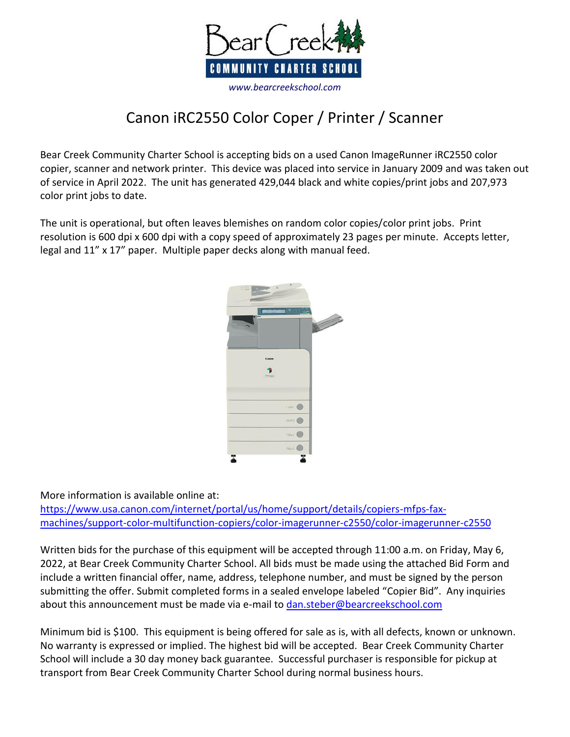Bear Creek

COMMUNITY CHARTER SCHOOL

*www.bearcreekschool.com*

# Canon iRC2550 Color Coper / Printer / Scanner

Bear Creek Community Charter School is accepting bids on a used Canon ImageRunner iRC2550 color copier, scanner and network printer. This device was placed into service in January 2009 and was taken out of service in April 2022. The unit has generated 429,044 black and white copies/print jobs and 207,973 color print jobs to date.

The unit is operational, but often leaves blemishes on random color copies/color print jobs. Print resolution is 600 dpi x 600 dpi with a copy speed of approximately 23 pages per minute. Accepts letter, legal and 11" x 17" paper. Multiple paper decks along with manual feed.

More information is available online at:
[https://www.usa.canon.com/internet/portal/us/home/support/details/copiers-mfps-fax-machines/support-color-multifunction-copiers/color-imagerunner-c2550/color-imagerunner-c2550](https://www.usa.canon.com/internet/portal/us/home/support/details/copiers-mfps-fax-machines/support-color-multifunction-copiers/color-imagerunner-c2550/color-imagerunner-c2550)

Written bids for the purchase of this equipment will be accepted through 11:00 a.m. on Friday, May 6, 2022, at Bear Creek Community Charter School. All bids must be made using the attached Bid Form and include a written financial offer, name, address, telephone number, and must be signed by the person submitting the offer. Submit completed forms in a sealed envelope labeled "Copier Bid". Any inquiries about this announcement must be made via e-mail to [dan.steber@bearcreekschool.com](mailto:dan.steber@bearcreekschool.com)

Minimum bid is $100. This equipment is being offered for sale as is, with all defects, known or unknown. No warranty is expressed or implied. The highest bid will be accepted. Bear Creek Community Charter School will include a 30 day money back guarantee. Successful purchaser is responsible for pickup at transport from Bear Creek Community Charter School during normal business hours.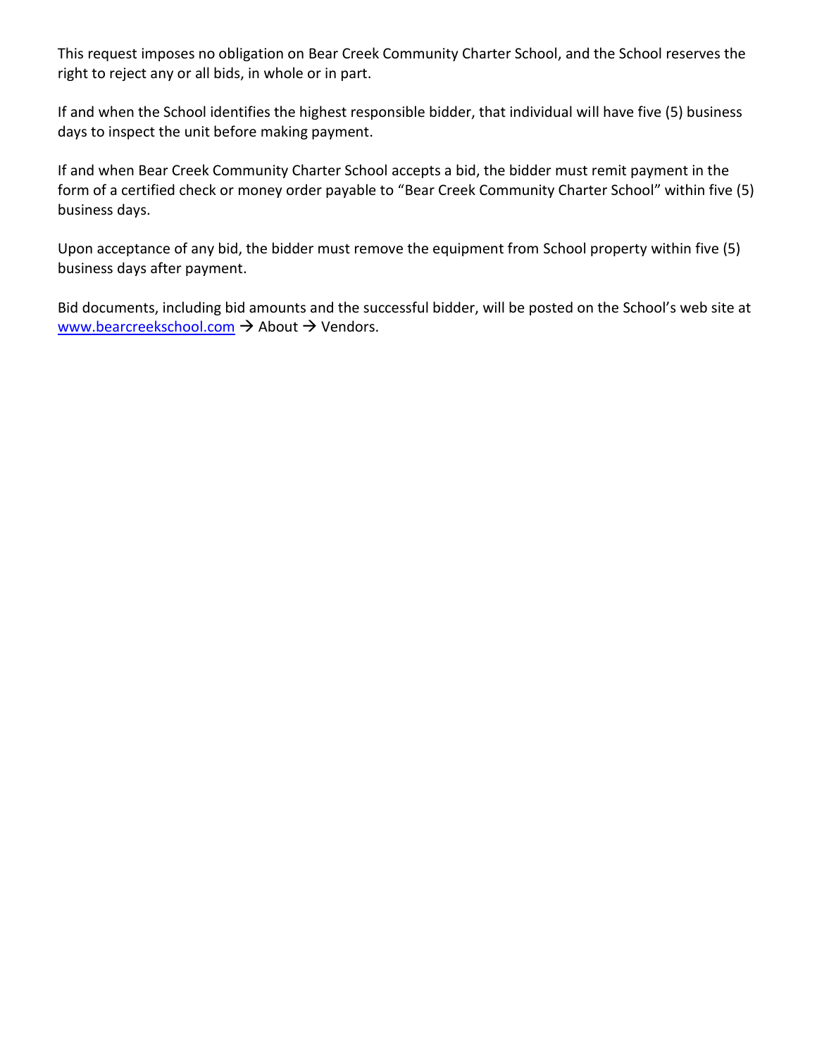This request imposes no obligation on Bear Creek Community Charter School, and the School reserves the right to reject any or all bids, in whole or in part.

If and when the School identifies the highest responsible bidder, that individual will have five (5) business days to inspect the unit before making payment.

If and when Bear Creek Community Charter School accepts a bid, the bidder must remit payment in the form of a certified check or money order payable to "Bear Creek Community Charter School" within five (5) business days.

Upon acceptance of any bid, the bidder must remove the equipment from School property within five (5) business days after payment.

Bid documents, including bid amounts and the successful bidder, will be posted on the School's web site at [www.bearcreekschool.com](http://www.bearcreekschool.com) → About → Vendors.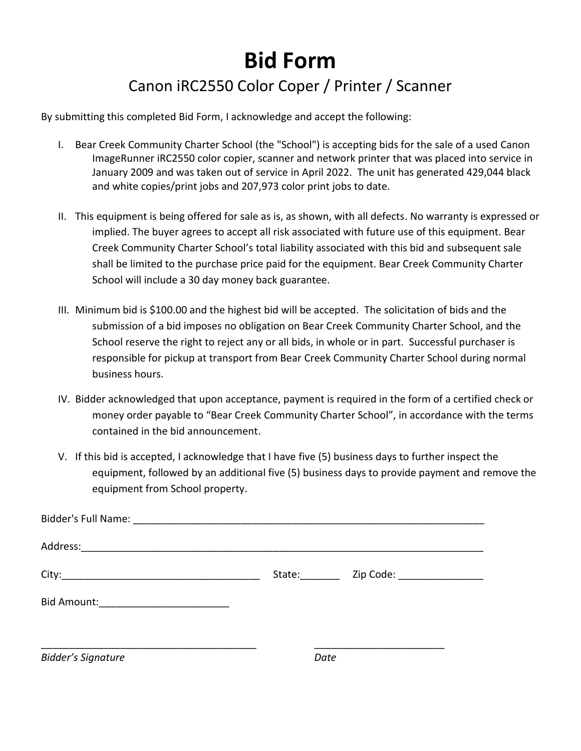# Bid Form

## Canon iRC2550 Color Coper / Printer / Scanner

By submitting this completed Bid Form, I acknowledge and accept the following:

I. Bear Creek Community Charter School (the "School") is accepting bids for the sale of a used Canon ImageRunner iRC2550 color copier, scanner and network printer that was placed into service in January 2009 and was taken out of service in April 2022. The unit has generated 429,044 black and white copies/print jobs and 207,973 color print jobs to date.

II. This equipment is being offered for sale as is, as shown, with all defects. No warranty is expressed or implied. The buyer agrees to accept all risk associated with future use of this equipment. Bear Creek Community Charter School's total liability associated with this bid and subsequent sale shall be limited to the purchase price paid for the equipment. Bear Creek Community Charter School will include a 30 day money back guarantee.

III. Minimum bid is $100.00 and the highest bid will be accepted. The solicitation of bids and the submission of a bid imposes no obligation on Bear Creek Community Charter School, and the School reserve the right to reject any or all bids, in whole or in part. Successful purchaser is responsible for pickup at transport from Bear Creek Community Charter School during normal business hours.

IV. Bidder acknowledged that upon acceptance, payment is required in the form of a certified check or money order payable to "Bear Creek Community Charter School", in accordance with the terms contained in the bid announcement.

V. If this bid is accepted, I acknowledge that I have five (5) business days to further inspect the equipment, followed by an additional five (5) business days to provide payment and remove the equipment from School property.

Bidder's Full Name: ________________________________________________________________

Address:_________________________________________________________________________

City:___________________________________ State:_______ Zip Code: _______________

Bid Amount:_______________________

_______________________________________ _______________________

*Bidder's Signature* *Date*